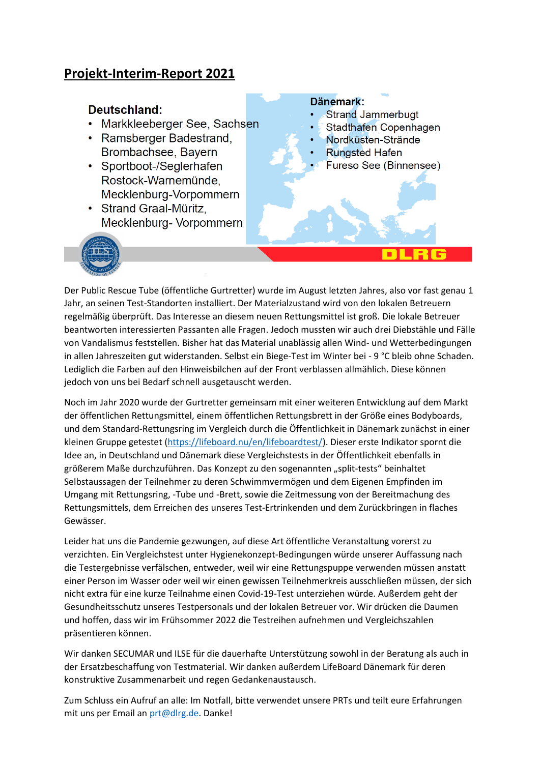# Projekt-Interim-Report 2021

**Deutschland:**

- Markkleeberger See, Sachsen
- Ramsberger Badestrand, Brombachsee, Bayern
- Sportboot-/Seglerhafen Rostock-Warnemünde, Mecklenburg-Vorpommern
- Strand Graal-Müritz, Mecklenburg- Vorpommern

**Dänemark:**

- Strand Jammerbugt
- Stadthafen Copenhagen
- Nordküsten-Strände
- Rungsted Hafen
- Fureso See (Binnensee)

DLRG

Der Public Rescue Tube (öffentliche Gurtretter) wurde im August letzten Jahres, also vor fast genau 1 Jahr, an seinen Test-Standorten installiert. Der Materialzustand wird von den lokalen Betreuern regelmäßig überprüft. Das Interesse an diesem neuen Rettungsmittel ist groß. Die lokale Betreuer beantworten interessierten Passanten alle Fragen. Jedoch mussten wir auch drei Diebstähle und Fälle von Vandalismus feststellen. Bisher hat das Material unablässig allen Wind- und Wetterbedingungen in allen Jahreszeiten gut widerstanden. Selbst ein Biege-Test im Winter bei - 9 °C bleib ohne Schaden. Lediglich die Farben auf den Hinweisbilchen auf der Front verblassen allmählich. Diese können jedoch von uns bei Bedarf schnell ausgetauscht werden.

Noch im Jahr 2020 wurde der Gurtretter gemeinsam mit einer weiteren Entwicklung auf dem Markt der öffentlichen Rettungsmittel, einem öffentlichen Rettungsbrett in der Größe eines Bodyboards, und dem Standard-Rettungsring im Vergleich durch die Öffentlichkeit in Dänemark zunächst in einer kleinen Gruppe getestet (https://lifeboard.nu/en/lifeboardtest/). Dieser erste Indikator spornt die Idee an, in Deutschland und Dänemark diese Vergleichstests in der Öffentlichkeit ebenfalls in größerem Maße durchzuführen. Das Konzept zu den sogenannten „split-tests" beinhaltet Selbstaussagen der Teilnehmer zu deren Schwimmvermögen und dem Eigenen Empfinden im Umgang mit Rettungsring, -Tube und -Brett, sowie die Zeitmessung von der Bereitmachung des Rettungsmittels, dem Erreichen des unseres Test-Ertrinkenden und dem Zurückbringen in flaches Gewässer.

Leider hat uns die Pandemie gezwungen, auf diese Art öffentliche Veranstaltung vorerst zu verzichten. Ein Vergleichstest unter Hygienekonzept-Bedingungen würde unserer Auffassung nach die Testergebnisse verfälschen, entweder, weil wir eine Rettungspuppe verwenden müssen anstatt einer Person im Wasser oder weil wir einen gewissen Teilnehmerkreis ausschließen müssen, der sich nicht extra für eine kurze Teilnahme einen Covid-19-Test unterziehen würde. Außerdem geht der Gesundheitsschutz unseres Testpersonals und der lokalen Betreuer vor. Wir drücken die Daumen und hoffen, dass wir im Frühsommer 2022 die Testreihen aufnehmen und Vergleichszahlen präsentieren können.

Wir danken SECUMAR und ILSE für die dauerhafte Unterstützung sowohl in der Beratung als auch in der Ersatzbeschaffung von Testmaterial. Wir danken außerdem LifeBoard Dänemark für deren konstruktive Zusammenarbeit und regen Gedankenaustausch.

Zum Schluss ein Aufruf an alle: Im Notfall, bitte verwendet unsere PRTs und teilt eure Erfahrungen mit uns per Email an prt@dlrg.de. Danke!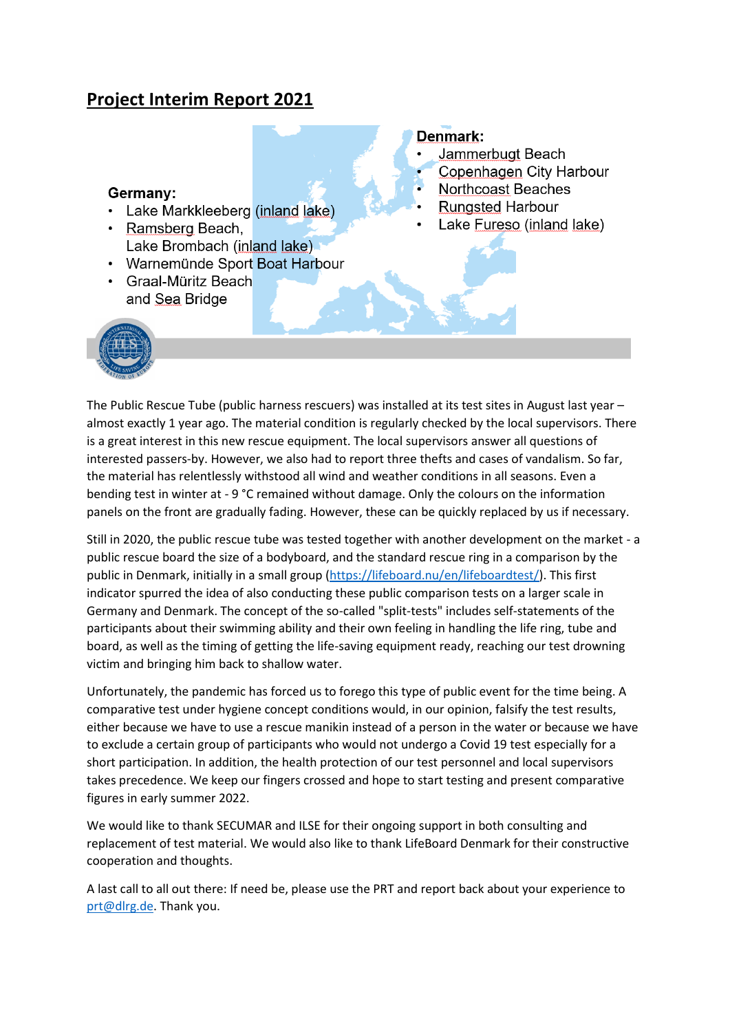# Project Interim Report 2021

**Denmark:**

- Jammerbugt Beach
- Copenhagen City Harbour
- Northcoast Beaches
- Rungsted Harbour
- Lake Fureso (inland lake)

**Germany:**

- Lake Markkleeberg (inland lake)
- Ramsberg Beach, Lake Brombach (inland lake)
- Warnemünde Sport Boat Harbour
- Graal-Müritz Beach and Sea Bridge

The Public Rescue Tube (public harness rescuers) was installed at its test sites in August last year – almost exactly 1 year ago. The material condition is regularly checked by the local supervisors. There is a great interest in this new rescue equipment. The local supervisors answer all questions of interested passers-by. However, we also had to report three thefts and cases of vandalism. So far, the material has relentlessly withstood all wind and weather conditions in all seasons. Even a bending test in winter at - 9 °C remained without damage. Only the colours on the information panels on the front are gradually fading. However, these can be quickly replaced by us if necessary.

Still in 2020, the public rescue tube was tested together with another development on the market - a public rescue board the size of a bodyboard, and the standard rescue ring in a comparison by the public in Denmark, initially in a small group (https://lifeboard.nu/en/lifeboardtest/). This first indicator spurred the idea of also conducting these public comparison tests on a larger scale in Germany and Denmark. The concept of the so-called "split-tests" includes self-statements of the participants about their swimming ability and their own feeling in handling the life ring, tube and board, as well as the timing of getting the life-saving equipment ready, reaching our test drowning victim and bringing him back to shallow water.

Unfortunately, the pandemic has forced us to forego this type of public event for the time being. A comparative test under hygiene concept conditions would, in our opinion, falsify the test results, either because we have to use a rescue manikin instead of a person in the water or because we have to exclude a certain group of participants who would not undergo a Covid 19 test especially for a short participation. In addition, the health protection of our test personnel and local supervisors takes precedence. We keep our fingers crossed and hope to start testing and present comparative figures in early summer 2022.

We would like to thank SECUMAR and ILSE for their ongoing support in both consulting and replacement of test material. We would also like to thank LifeBoard Denmark for their constructive cooperation and thoughts.

A last call to all out there: If need be, please use the PRT and report back about your experience to prt@dlrg.de. Thank you.